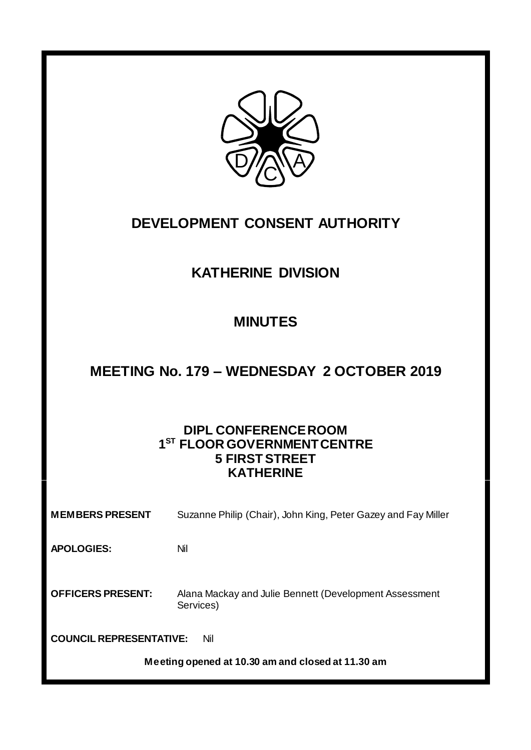# DEVELOPMENT CONSENT AUTHORITY

## KATHERINE DIVISION

## MINUTES

## MEETING No. 179 – WEDNESDAY 2 OCTOBER 2019

**DIPL CONFERENCE ROOM**
**1ST FLOOR GOVERNMENT CENTRE**
**5 FIRST STREET**
**KATHERINE**

**MEMBERS PRESENT** Suzanne Philip (Chair), John King, Peter Gazey and Fay Miller

**APOLOGIES:** Nil

**OFFICERS PRESENT:** Alana Mackay and Julie Bennett (Development Assessment Services)

**COUNCIL REPRESENTATIVE:** Nil

**Meeting opened at 10.30 am and closed at 11.30 am**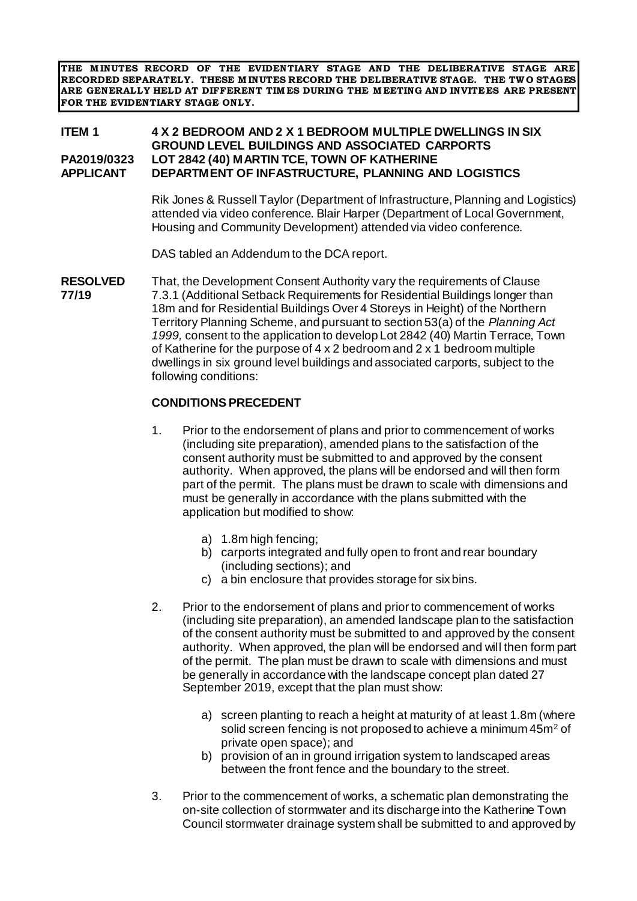**THE MINUTES RECORD OF THE EVIDENTIARY STAGE AND THE DELIBERATIVE STAGE ARE RECORDED SEPARATELY. THESE MINUTES RECORD THE DELIBERATIVE STAGE. THE TWO STAGES ARE GENERALLY HELD AT DIFFERENT TIMES DURING THE MEETING AND INVITEES ARE PRESENT FOR THE EVIDENTIARY STAGE ONLY.**

**ITEM 1 4 X 2 BEDROOM AND 2 X 1 BEDROOM MULTIPLE DWELLINGS IN SIX GROUND LEVEL BUILDINGS AND ASSOCIATED CARPORTS**
**PA2019/0323 LOT 2842 (40) MARTIN TCE, TOWN OF KATHERINE**
**APPLICANT DEPARTMENT OF INFASTRUCTURE, PLANNING AND LOGISTICS**

Rik Jones & Russell Taylor (Department of Infrastructure, Planning and Logistics) attended via video conference. Blair Harper (Department of Local Government, Housing and Community Development) attended via video conference.

DAS tabled an Addendum to the DCA report.

**RESOLVED 77/19** That, the Development Consent Authority vary the requirements of Clause 7.3.1 (Additional Setback Requirements for Residential Buildings longer than 18m and for Residential Buildings Over 4 Storeys in Height) of the Northern Territory Planning Scheme, and pursuant to section 53(a) of the *Planning Act 1999,* consent to the application to develop Lot 2842 (40) Martin Terrace, Town of Katherine for the purpose of 4 x 2 bedroom and 2 x 1 bedroom multiple dwellings in six ground level buildings and associated carports, subject to the following conditions:

**CONDITIONS PRECEDENT**

1. Prior to the endorsement of plans and prior to commencement of works (including site preparation), amended plans to the satisfaction of the consent authority must be submitted to and approved by the consent authority. When approved, the plans will be endorsed and will then form part of the permit. The plans must be drawn to scale with dimensions and must be generally in accordance with the plans submitted with the application but modified to show:

   a) 1.8m high fencing;
   b) carports integrated and fully open to front and rear boundary (including sections); and
   c) a bin enclosure that provides storage for six bins.

2. Prior to the endorsement of plans and prior to commencement of works (including site preparation), an amended landscape plan to the satisfaction of the consent authority must be submitted to and approved by the consent authority. When approved, the plan will be endorsed and will then form part of the permit. The plan must be drawn to scale with dimensions and must be generally in accordance with the landscape concept plan dated 27 September 2019, except that the plan must show:

   a) screen planting to reach a height at maturity of at least 1.8m (where solid screen fencing is not proposed to achieve a minimum 45m$^2$ of private open space); and
   b) provision of an in ground irrigation system to landscaped areas between the front fence and the boundary to the street.

3. Prior to the commencement of works, a schematic plan demonstrating the on-site collection of stormwater and its discharge into the Katherine Town Council stormwater drainage system shall be submitted to and approved by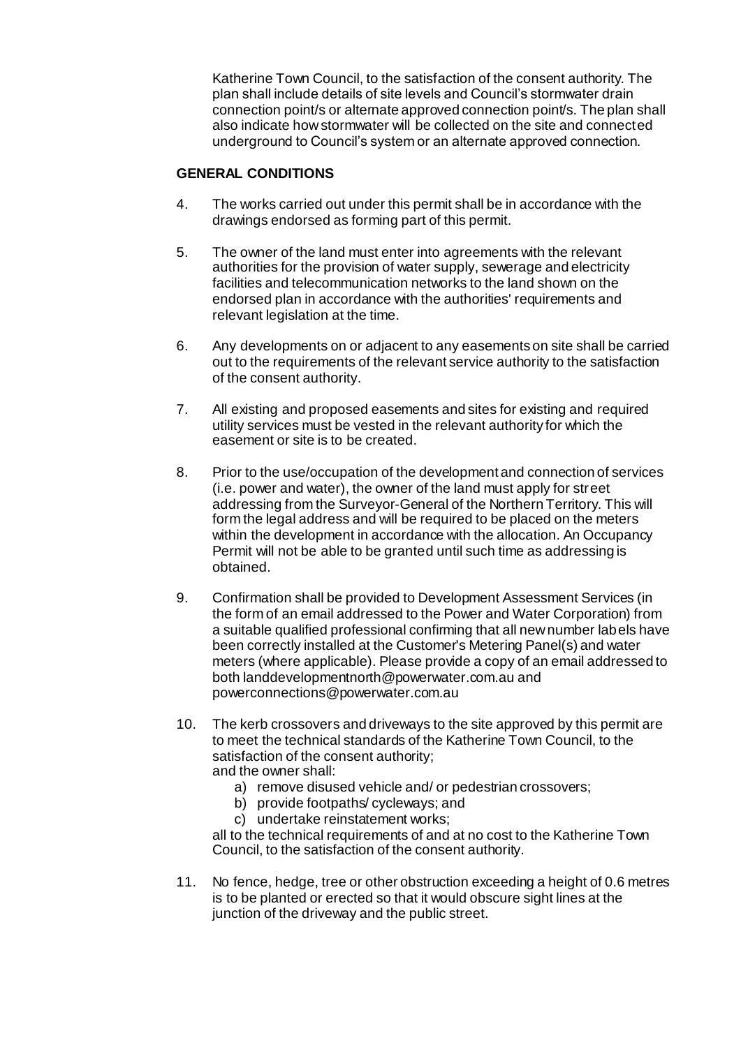Katherine Town Council, to the satisfaction of the consent authority. The plan shall include details of site levels and Council's stormwater drain connection point/s or alternate approved connection point/s. The plan shall also indicate how stormwater will be collected on the site and connected underground to Council's system or an alternate approved connection.

**GENERAL CONDITIONS**

4. The works carried out under this permit shall be in accordance with the drawings endorsed as forming part of this permit.

5. The owner of the land must enter into agreements with the relevant authorities for the provision of water supply, sewerage and electricity facilities and telecommunication networks to the land shown on the endorsed plan in accordance with the authorities' requirements and relevant legislation at the time.

6. Any developments on or adjacent to any easements on site shall be carried out to the requirements of the relevant service authority to the satisfaction of the consent authority.

7. All existing and proposed easements and sites for existing and required utility services must be vested in the relevant authority for which the easement or site is to be created.

8. Prior to the use/occupation of the development and connection of services (i.e. power and water), the owner of the land must apply for street addressing from the Surveyor-General of the Northern Territory. This will form the legal address and will be required to be placed on the meters within the development in accordance with the allocation. An Occupancy Permit will not be able to be granted until such time as addressing is obtained.

9. Confirmation shall be provided to Development Assessment Services (in the form of an email addressed to the Power and Water Corporation) from a suitable qualified professional confirming that all new number labels have been correctly installed at the Customer's Metering Panel(s) and water meters (where applicable). Please provide a copy of an email addressed to both landdevelopmentnorth@powerwater.com.au and powerconnections@powerwater.com.au

10. The kerb crossovers and driveways to the site approved by this permit are to meet the technical standards of the Katherine Town Council, to the satisfaction of the consent authority;
    and the owner shall:
    a) remove disused vehicle and/ or pedestrian crossovers;
    b) provide footpaths/ cycleways; and
    c) undertake reinstatement works;

    all to the technical requirements of and at no cost to the Katherine Town Council, to the satisfaction of the consent authority.

11. No fence, hedge, tree or other obstruction exceeding a height of 0.6 metres is to be planted or erected so that it would obscure sight lines at the junction of the driveway and the public street.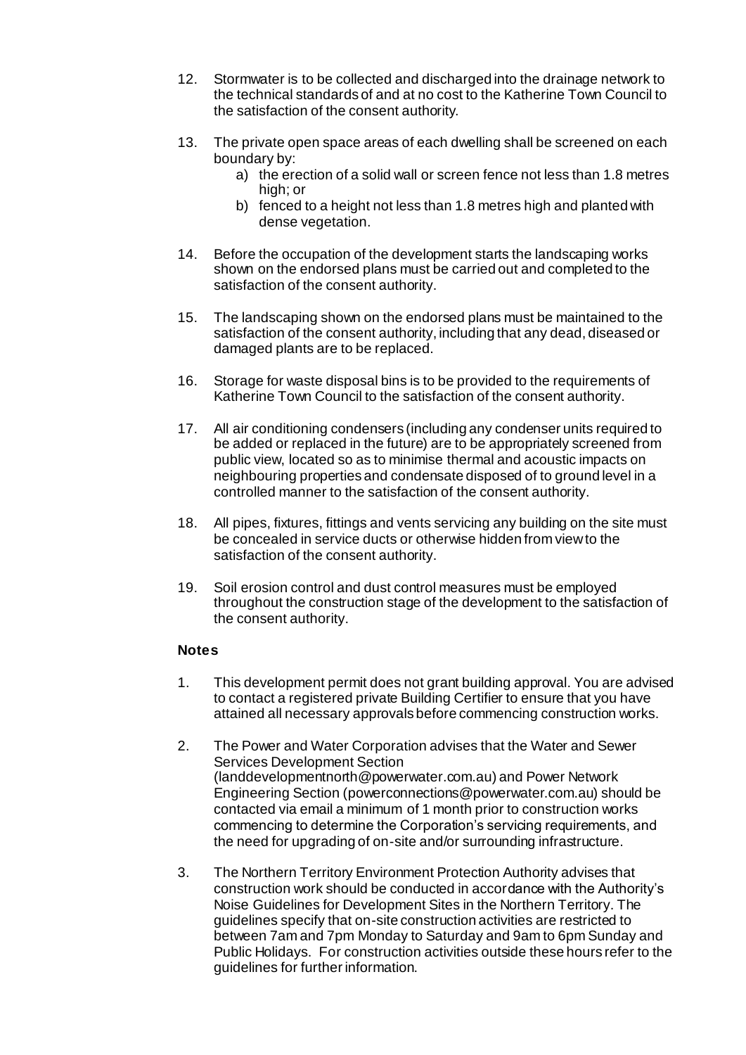12. Stormwater is to be collected and discharged into the drainage network to the technical standards of and at no cost to the Katherine Town Council to the satisfaction of the consent authority.

13. The private open space areas of each dwelling shall be screened on each boundary by:
    a) the erection of a solid wall or screen fence not less than 1.8 metres high; or
    b) fenced to a height not less than 1.8 metres high and planted with dense vegetation.

14. Before the occupation of the development starts the landscaping works shown on the endorsed plans must be carried out and completed to the satisfaction of the consent authority.

15. The landscaping shown on the endorsed plans must be maintained to the satisfaction of the consent authority, including that any dead, diseased or damaged plants are to be replaced.

16. Storage for waste disposal bins is to be provided to the requirements of Katherine Town Council to the satisfaction of the consent authority.

17. All air conditioning condensers (including any condenser units required to be added or replaced in the future) are to be appropriately screened from public view, located so as to minimise thermal and acoustic impacts on neighbouring properties and condensate disposed of to ground level in a controlled manner to the satisfaction of the consent authority.

18. All pipes, fixtures, fittings and vents servicing any building on the site must be concealed in service ducts or otherwise hidden from view to the satisfaction of the consent authority.

19. Soil erosion control and dust control measures must be employed throughout the construction stage of the development to the satisfaction of the consent authority.

**Notes**

1. This development permit does not grant building approval. You are advised to contact a registered private Building Certifier to ensure that you have attained all necessary approvals before commencing construction works.

2. The Power and Water Corporation advises that the Water and Sewer Services Development Section (landdevelopmentnorth@powerwater.com.au) and Power Network Engineering Section (powerconnections@powerwater.com.au) should be contacted via email a minimum of 1 month prior to construction works commencing to determine the Corporation's servicing requirements, and the need for upgrading of on-site and/or surrounding infrastructure.

3. The Northern Territory Environment Protection Authority advises that construction work should be conducted in accordance with the Authority's Noise Guidelines for Development Sites in the Northern Territory. The guidelines specify that on-site construction activities are restricted to between 7am and 7pm Monday to Saturday and 9am to 6pm Sunday and Public Holidays. For construction activities outside these hours refer to the guidelines for further information.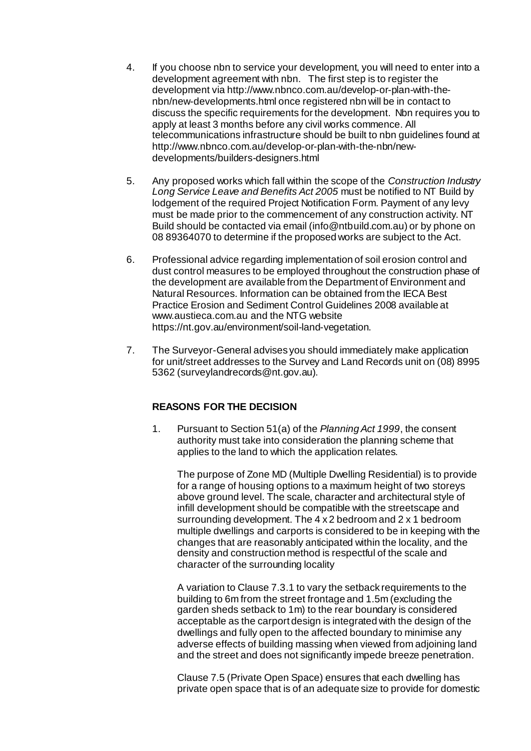4. If you choose nbn to service your development, you will need to enter into a development agreement with nbn. The first step is to register the development via http://www.nbnco.com.au/develop-or-plan-with-the-nbn/new-developments.html once registered nbn will be in contact to discuss the specific requirements for the development. Nbn requires you to apply at least 3 months before any civil works commence. All telecommunications infrastructure should be built to nbn guidelines found at http://www.nbnco.com.au/develop-or-plan-with-the-nbn/new-developments/builders-designers.html

5. Any proposed works which fall within the scope of the *Construction Industry Long Service Leave and Benefits Act 2005* must be notified to NT Build by lodgement of the required Project Notification Form. Payment of any levy must be made prior to the commencement of any construction activity. NT Build should be contacted via email (info@ntbuild.com.au) or by phone on 08 89364070 to determine if the proposed works are subject to the Act.

6. Professional advice regarding implementation of soil erosion control and dust control measures to be employed throughout the construction phase of the development are available from the Department of Environment and Natural Resources. Information can be obtained from the IECA Best Practice Erosion and Sediment Control Guidelines 2008 available at www.austieca.com.au and the NTG website https://nt.gov.au/environment/soil-land-vegetation.

7. The Surveyor-General advises you should immediately make application for unit/street addresses to the Survey and Land Records unit on (08) 8995 5362 (surveylandrecords@nt.gov.au).

**REASONS FOR THE DECISION**

1. Pursuant to Section 51(a) of the *Planning Act 1999*, the consent authority must take into consideration the planning scheme that applies to the land to which the application relates.

   The purpose of Zone MD (Multiple Dwelling Residential) is to provide for a range of housing options to a maximum height of two storeys above ground level. The scale, character and architectural style of infill development should be compatible with the streetscape and surrounding development. The 4 x 2 bedroom and 2 x 1 bedroom multiple dwellings and carports is considered to be in keeping with the changes that are reasonably anticipated within the locality, and the density and construction method is respectful of the scale and character of the surrounding locality

   A variation to Clause 7.3.1 to vary the setback requirements to the building to 6m from the street frontage and 1.5m (excluding the garden sheds setback to 1m) to the rear boundary is considered acceptable as the carport design is integrated with the design of the dwellings and fully open to the affected boundary to minimise any adverse effects of building massing when viewed from adjoining land and the street and does not significantly impede breeze penetration.

   Clause 7.5 (Private Open Space) ensures that each dwelling has private open space that is of an adequate size to provide for domestic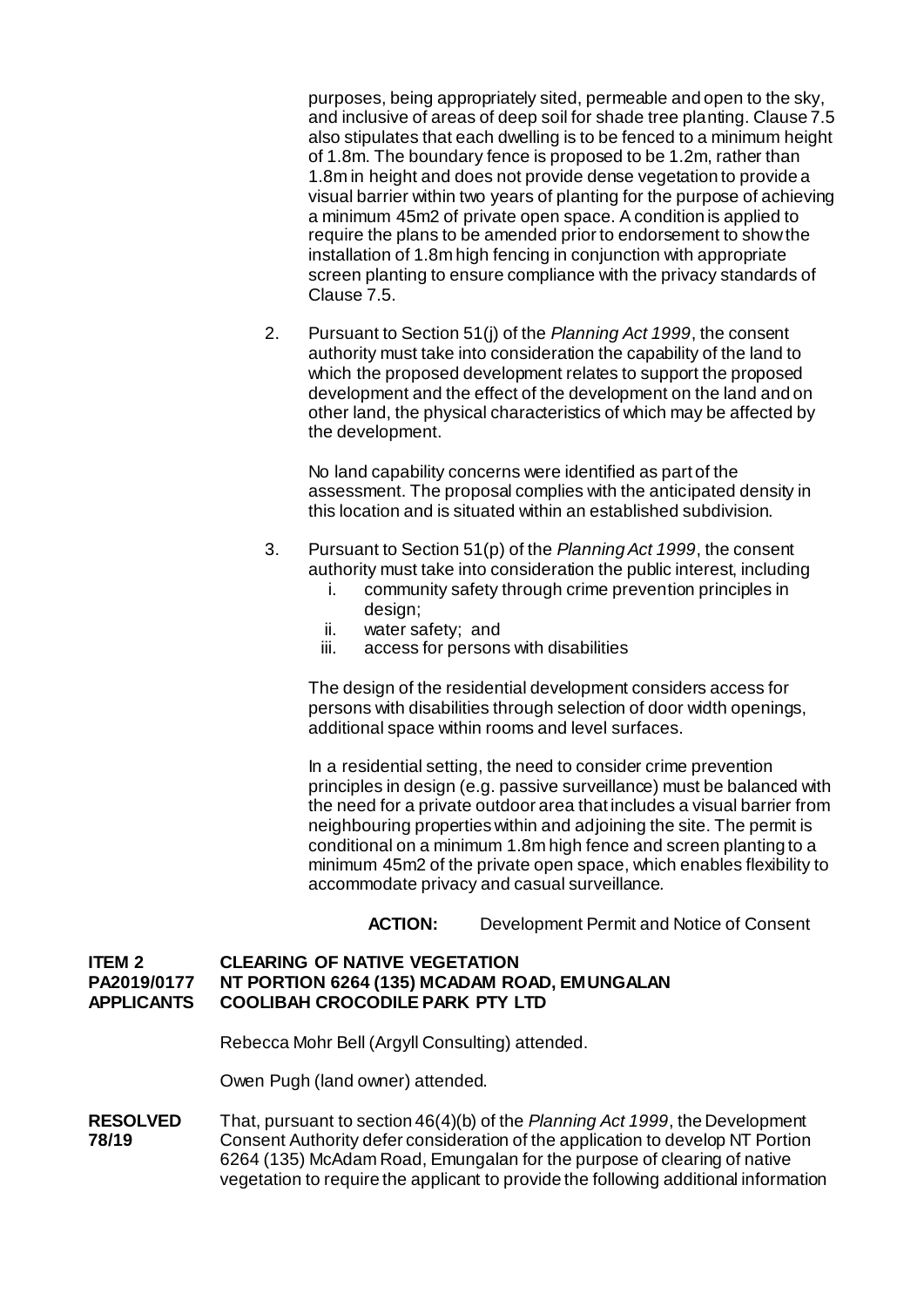purposes, being appropriately sited, permeable and open to the sky, and inclusive of areas of deep soil for shade tree planting. Clause 7.5 also stipulates that each dwelling is to be fenced to a minimum height of 1.8m. The boundary fence is proposed to be 1.2m, rather than 1.8m in height and does not provide dense vegetation to provide a visual barrier within two years of planting for the purpose of achieving a minimum 45m2 of private open space. A condition is applied to require the plans to be amended prior to endorsement to show the installation of 1.8m high fencing in conjunction with appropriate screen planting to ensure compliance with the privacy standards of Clause 7.5.

2. Pursuant to Section 51(j) of the *Planning Act 1999*, the consent authority must take into consideration the capability of the land to which the proposed development relates to support the proposed development and the effect of the development on the land and on other land, the physical characteristics of which may be affected by the development.

   No land capability concerns were identified as part of the assessment. The proposal complies with the anticipated density in this location and is situated within an established subdivision.

3. Pursuant to Section 51(p) of the *Planning Act 1999*, the consent authority must take into consideration the public interest, including
   i. community safety through crime prevention principles in design;
   ii. water safety; and
   iii. access for persons with disabilities

   The design of the residential development considers access for persons with disabilities through selection of door width openings, additional space within rooms and level surfaces.

   In a residential setting, the need to consider crime prevention principles in design (e.g. passive surveillance) must be balanced with the need for a private outdoor area that includes a visual barrier from neighbouring properties within and adjoining the site. The permit is conditional on a minimum 1.8m high fence and screen planting to a minimum 45m2 of the private open space, which enables flexibility to accommodate privacy and casual surveillance.

**ACTION:** Development Permit and Notice of Consent

**ITEM 2** **CLEARING OF NATIVE VEGETATION**
**PA2019/0177** **NT PORTION 6264 (135) MCADAM ROAD, EMUNGALAN**
**APPLICANTS** **COOLIBAH CROCODILE PARK PTY LTD**

Rebecca Mohr Bell (Argyll Consulting) attended.

Owen Pugh (land owner) attended.

**RESOLVED 78/19** That, pursuant to section 46(4)(b) of the *Planning Act 1999*, the Development Consent Authority defer consideration of the application to develop NT Portion 6264 (135) McAdam Road, Emungalan for the purpose of clearing of native vegetation to require the applicant to provide the following additional information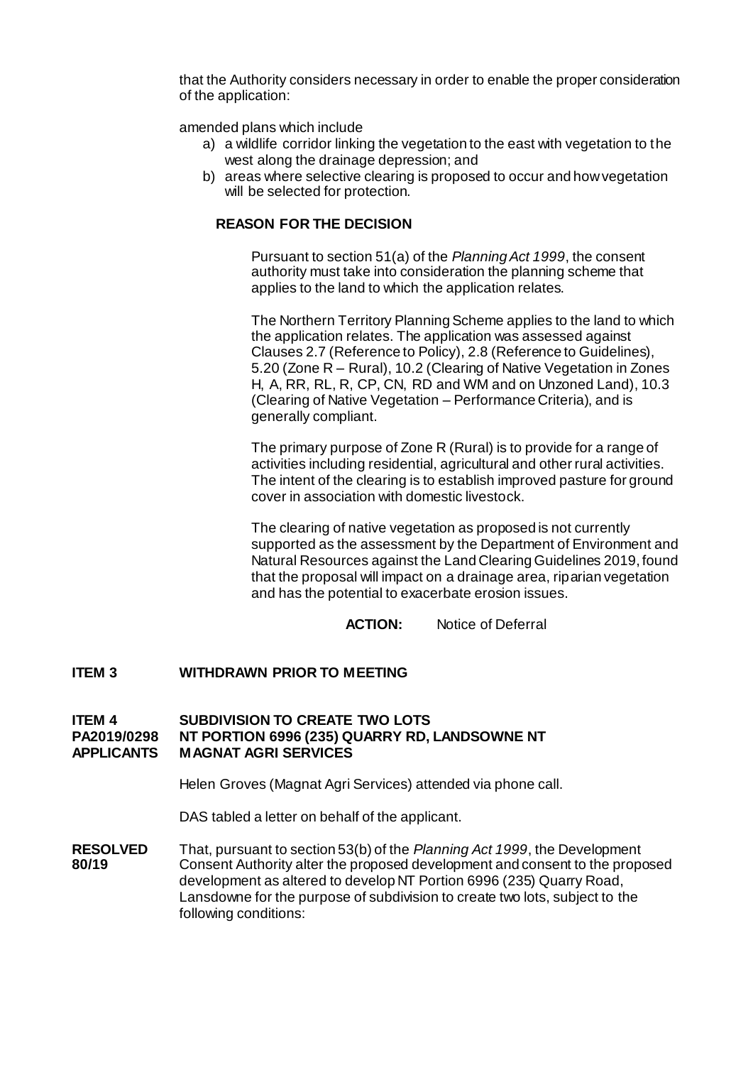that the Authority considers necessary in order to enable the proper consideration of the application:

amended plans which include

a) a wildlife corridor linking the vegetation to the east with vegetation to the west along the drainage depression; and
b) areas where selective clearing is proposed to occur and how vegetation will be selected for protection.

**REASON FOR THE DECISION**

Pursuant to section 51(a) of the *Planning Act 1999*, the consent authority must take into consideration the planning scheme that applies to the land to which the application relates.

The Northern Territory Planning Scheme applies to the land to which the application relates. The application was assessed against Clauses 2.7 (Reference to Policy), 2.8 (Reference to Guidelines), 5.20 (Zone R – Rural), 10.2 (Clearing of Native Vegetation in Zones H, A, RR, RL, R, CP, CN, RD and WM and on Unzoned Land), 10.3 (Clearing of Native Vegetation – Performance Criteria), and is generally compliant.

The primary purpose of Zone R (Rural) is to provide for a range of activities including residential, agricultural and other rural activities. The intent of the clearing is to establish improved pasture for ground cover in association with domestic livestock.

The clearing of native vegetation as proposed is not currently supported as the assessment by the Department of Environment and Natural Resources against the Land Clearing Guidelines 2019, found that the proposal will impact on a drainage area, riparian vegetation and has the potential to exacerbate erosion issues.

**ACTION:** Notice of Deferral

**ITEM 3 WITHDRAWN PRIOR TO MEETING**

**ITEM 4 SUBDIVISION TO CREATE TWO LOTS**
**PA2019/0298 NT PORTION 6996 (235) QUARRY RD, LANDSOWNE NT**
**APPLICANTS MAGNAT AGRI SERVICES**

Helen Groves (Magnat Agri Services) attended via phone call.

DAS tabled a letter on behalf of the applicant.

**RESOLVED 80/19** That, pursuant to section 53(b) of the *Planning Act 1999*, the Development Consent Authority alter the proposed development and consent to the proposed development as altered to develop NT Portion 6996 (235) Quarry Road, Lansdowne for the purpose of subdivision to create two lots, subject to the following conditions: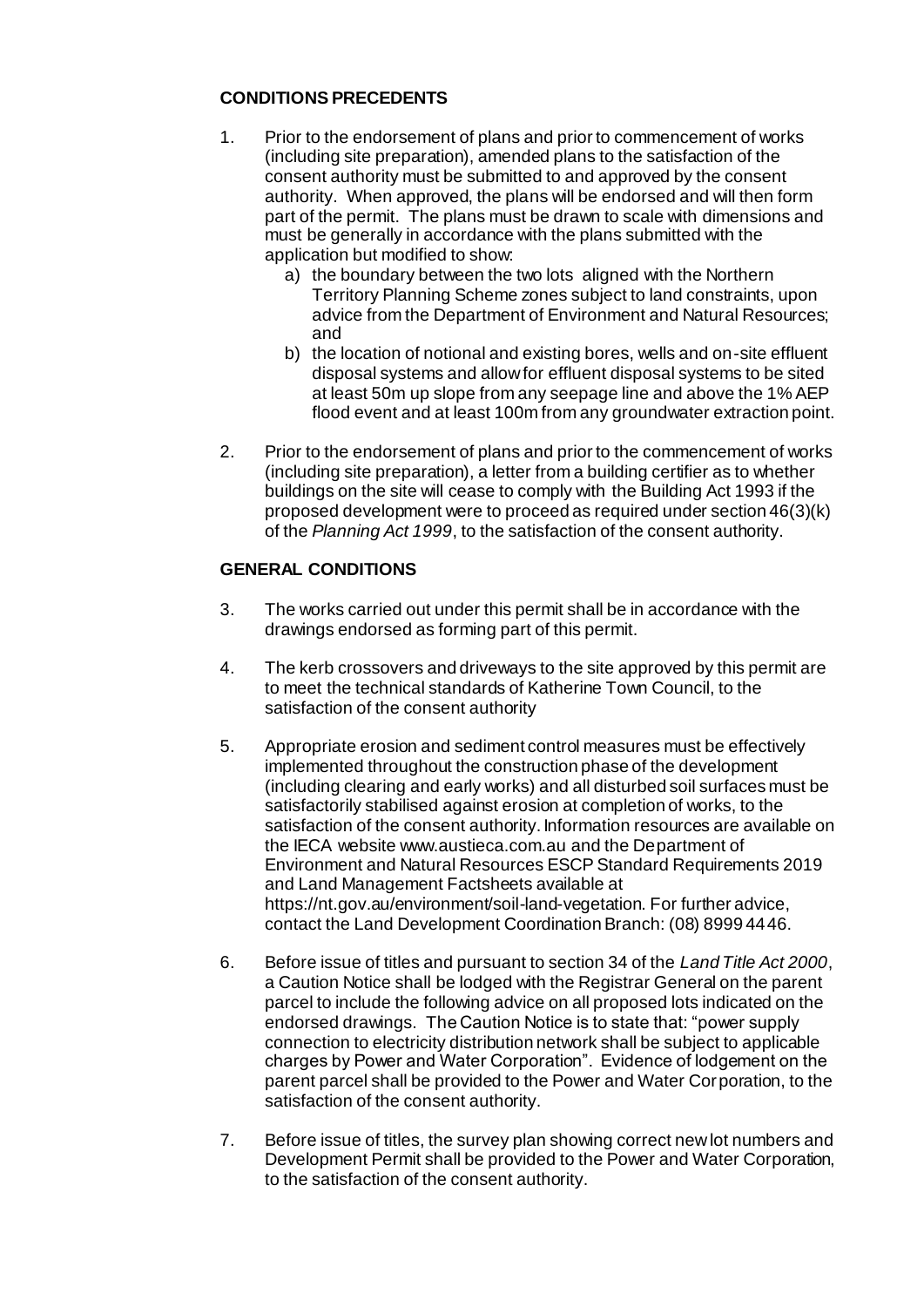**CONDITIONS PRECEDENTS**

1. Prior to the endorsement of plans and prior to commencement of works (including site preparation), amended plans to the satisfaction of the consent authority must be submitted to and approved by the consent authority. When approved, the plans will be endorsed and will then form part of the permit. The plans must be drawn to scale with dimensions and must be generally in accordance with the plans submitted with the application but modified to show:
   a) the boundary between the two lots aligned with the Northern Territory Planning Scheme zones subject to land constraints, upon advice from the Department of Environment and Natural Resources; and
   b) the location of notional and existing bores, wells and on-site effluent disposal systems and allow for effluent disposal systems to be sited at least 50m up slope from any seepage line and above the 1% AEP flood event and at least 100m from any groundwater extraction point.

2. Prior to the endorsement of plans and prior to the commencement of works (including site preparation), a letter from a building certifier as to whether buildings on the site will cease to comply with the Building Act 1993 if the proposed development were to proceed as required under section 46(3)(k) of the *Planning Act 1999*, to the satisfaction of the consent authority.

**GENERAL CONDITIONS**

3. The works carried out under this permit shall be in accordance with the drawings endorsed as forming part of this permit.

4. The kerb crossovers and driveways to the site approved by this permit are to meet the technical standards of Katherine Town Council, to the satisfaction of the consent authority

5. Appropriate erosion and sediment control measures must be effectively implemented throughout the construction phase of the development (including clearing and early works) and all disturbed soil surfaces must be satisfactorily stabilised against erosion at completion of works, to the satisfaction of the consent authority. Information resources are available on the IECA website www.austieca.com.au and the Department of Environment and Natural Resources ESCP Standard Requirements 2019 and Land Management Factsheets available at https://nt.gov.au/environment/soil-land-vegetation. For further advice, contact the Land Development Coordination Branch: (08) 8999 4446.

6. Before issue of titles and pursuant to section 34 of the *Land Title Act 2000*, a Caution Notice shall be lodged with the Registrar General on the parent parcel to include the following advice on all proposed lots indicated on the endorsed drawings. The Caution Notice is to state that: "power supply connection to electricity distribution network shall be subject to applicable charges by Power and Water Corporation". Evidence of lodgement on the parent parcel shall be provided to the Power and Water Corporation, to the satisfaction of the consent authority.

7. Before issue of titles, the survey plan showing correct new lot numbers and Development Permit shall be provided to the Power and Water Corporation, to the satisfaction of the consent authority.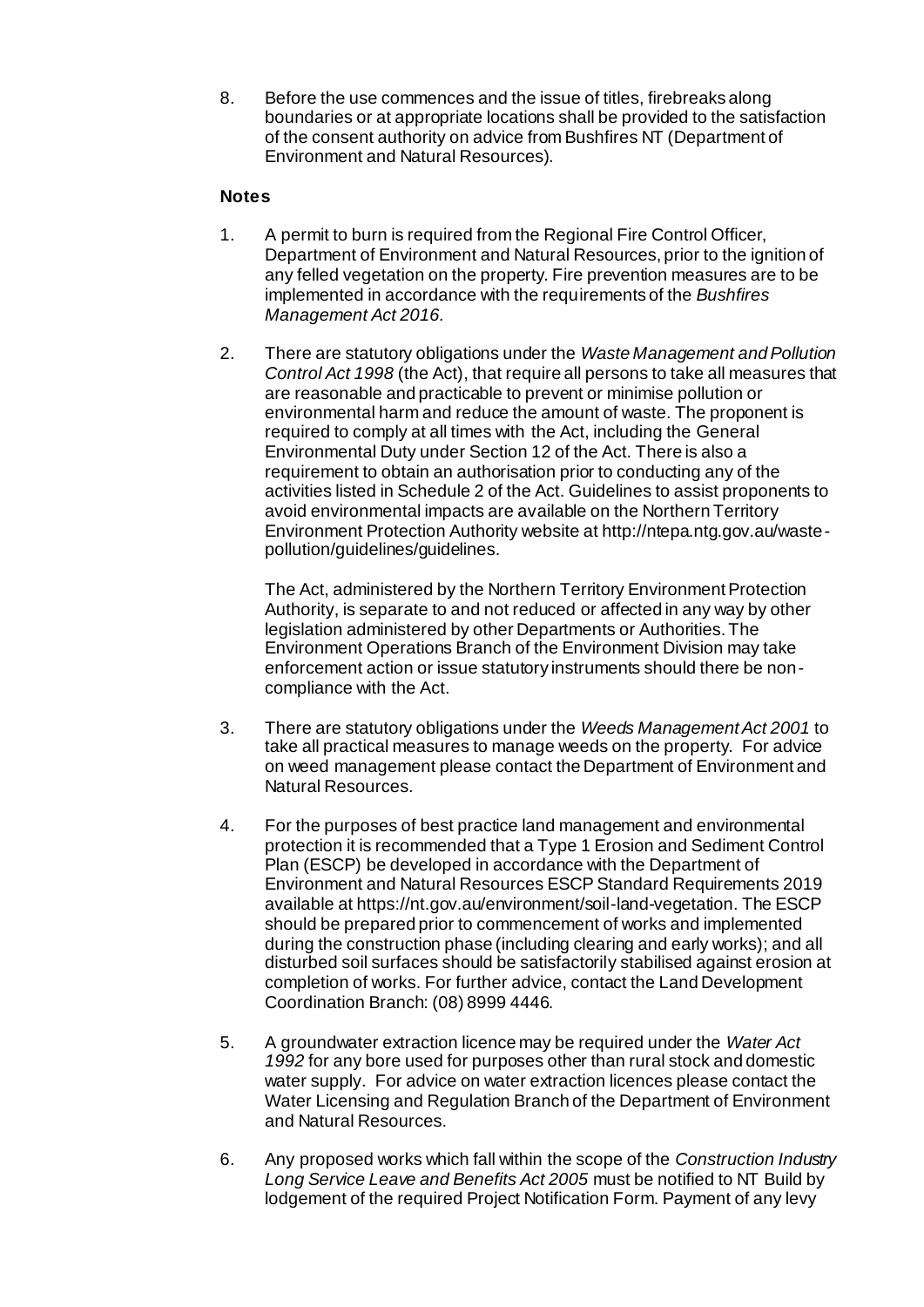8. Before the use commences and the issue of titles, firebreaks along boundaries or at appropriate locations shall be provided to the satisfaction of the consent authority on advice from Bushfires NT (Department of Environment and Natural Resources).

**Notes**

1. A permit to burn is required from the Regional Fire Control Officer, Department of Environment and Natural Resources, prior to the ignition of any felled vegetation on the property. Fire prevention measures are to be implemented in accordance with the requirements of the *Bushfires Management Act 2016*.

2. There are statutory obligations under the *Waste Management and Pollution Control Act 1998* (the Act), that require all persons to take all measures that are reasonable and practicable to prevent or minimise pollution or environmental harm and reduce the amount of waste. The proponent is required to comply at all times with the Act, including the General Environmental Duty under Section 12 of the Act. There is also a requirement to obtain an authorisation prior to conducting any of the activities listed in Schedule 2 of the Act. Guidelines to assist proponents to avoid environmental impacts are available on the Northern Territory Environment Protection Authority website at http://ntepa.ntg.gov.au/waste-pollution/guidelines/guidelines.

   The Act, administered by the Northern Territory Environment Protection Authority, is separate to and not reduced or affected in any way by other legislation administered by other Departments or Authorities. The Environment Operations Branch of the Environment Division may take enforcement action or issue statutory instruments should there be non-compliance with the Act.

3. There are statutory obligations under the *Weeds Management Act 2001* to take all practical measures to manage weeds on the property. For advice on weed management please contact the Department of Environment and Natural Resources.

4. For the purposes of best practice land management and environmental protection it is recommended that a Type 1 Erosion and Sediment Control Plan (ESCP) be developed in accordance with the Department of Environment and Natural Resources ESCP Standard Requirements 2019 available at https://nt.gov.au/environment/soil-land-vegetation. The ESCP should be prepared prior to commencement of works and implemented during the construction phase (including clearing and early works); and all disturbed soil surfaces should be satisfactorily stabilised against erosion at completion of works. For further advice, contact the Land Development Coordination Branch: (08) 8999 4446.

5. A groundwater extraction licence may be required under the *Water Act 1992* for any bore used for purposes other than rural stock and domestic water supply. For advice on water extraction licences please contact the Water Licensing and Regulation Branch of the Department of Environment and Natural Resources.

6. Any proposed works which fall within the scope of the *Construction Industry Long Service Leave and Benefits Act 2005* must be notified to NT Build by lodgement of the required Project Notification Form. Payment of any levy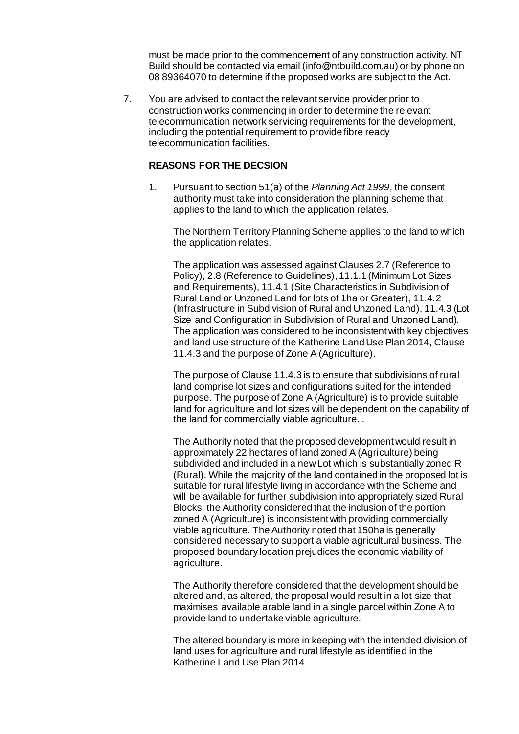must be made prior to the commencement of any construction activity. NT Build should be contacted via email (info@ntbuild.com.au) or by phone on 08 89364070 to determine if the proposed works are subject to the Act.

7. You are advised to contact the relevant service provider prior to construction works commencing in order to determine the relevant telecommunication network servicing requirements for the development, including the potential requirement to provide fibre ready telecommunication facilities.

**REASONS FOR THE DECSION**

1. Pursuant to section 51(a) of the *Planning Act 1999*, the consent authority must take into consideration the planning scheme that applies to the land to which the application relates.

   The Northern Territory Planning Scheme applies to the land to which the application relates.

   The application was assessed against Clauses 2.7 (Reference to Policy), 2.8 (Reference to Guidelines), 11.1.1 (Minimum Lot Sizes and Requirements), 11.4.1 (Site Characteristics in Subdivision of Rural Land or Unzoned Land for lots of 1ha or Greater), 11.4.2 (Infrastructure in Subdivision of Rural and Unzoned Land), 11.4.3 (Lot Size and Configuration in Subdivision of Rural and Unzoned Land). The application was considered to be inconsistent with key objectives and land use structure of the Katherine Land Use Plan 2014, Clause 11.4.3 and the purpose of Zone A (Agriculture).

   The purpose of Clause 11.4.3 is to ensure that subdivisions of rural land comprise lot sizes and configurations suited for the intended purpose. The purpose of Zone A (Agriculture) is to provide suitable land for agriculture and lot sizes will be dependent on the capability of the land for commercially viable agriculture. .

   The Authority noted that the proposed development would result in approximately 22 hectares of land zoned A (Agriculture) being subdivided and included in a new Lot which is substantially zoned R (Rural). While the majority of the land contained in the proposed lot is suitable for rural lifestyle living in accordance with the Scheme and will be available for further subdivision into appropriately sized Rural Blocks, the Authority considered that the inclusion of the portion zoned A (Agriculture) is inconsistent with providing commercially viable agriculture. The Authority noted that 150ha is generally considered necessary to support a viable agricultural business. The proposed boundary location prejudices the economic viability of agriculture.

   The Authority therefore considered that the development should be altered and, as altered, the proposal would result in a lot size that maximises available arable land in a single parcel within Zone A to provide land to undertake viable agriculture.

   The altered boundary is more in keeping with the intended division of land uses for agriculture and rural lifestyle as identified in the Katherine Land Use Plan 2014.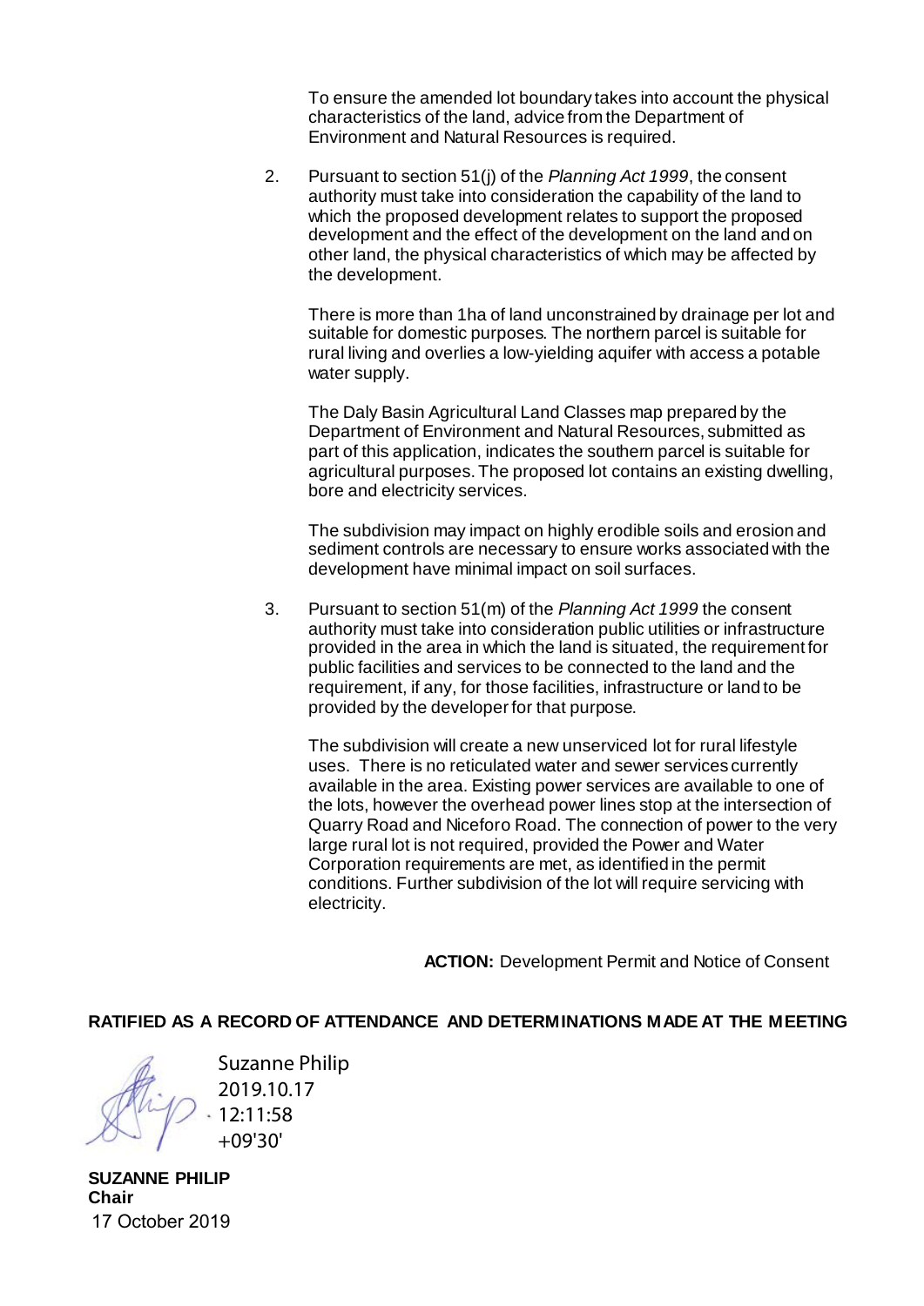To ensure the amended lot boundary takes into account the physical characteristics of the land, advice from the Department of Environment and Natural Resources is required.

2. Pursuant to section 51(j) of the *Planning Act 1999*, the consent authority must take into consideration the capability of the land to which the proposed development relates to support the proposed development and the effect of the development on the land and on other land, the physical characteristics of which may be affected by the development.

   There is more than 1ha of land unconstrained by drainage per lot and suitable for domestic purposes. The northern parcel is suitable for rural living and overlies a low-yielding aquifer with access a potable water supply.

   The Daly Basin Agricultural Land Classes map prepared by the Department of Environment and Natural Resources, submitted as part of this application, indicates the southern parcel is suitable for agricultural purposes. The proposed lot contains an existing dwelling, bore and electricity services.

   The subdivision may impact on highly erodible soils and erosion and sediment controls are necessary to ensure works associated with the development have minimal impact on soil surfaces.

3. Pursuant to section 51(m) of the *Planning Act 1999* the consent authority must take into consideration public utilities or infrastructure provided in the area in which the land is situated, the requirement for public facilities and services to be connected to the land and the requirement, if any, for those facilities, infrastructure or land to be provided by the developer for that purpose.

   The subdivision will create a new unserviced lot for rural lifestyle uses. There is no reticulated water and sewer services currently available in the area. Existing power services are available to one of the lots, however the overhead power lines stop at the intersection of Quarry Road and Niceforo Road. The connection of power to the very large rural lot is not required, provided the Power and Water Corporation requirements are met, as identified in the permit conditions. Further subdivision of the lot will require servicing with electricity.

**ACTION:** Development Permit and Notice of Consent

**RATIFIED AS A RECORD OF ATTENDANCE AND DETERMINATIONS MADE AT THE MEETING**

Suzanne Philip
2019.10.17
12:11:58
+09'30'

**SUZANNE PHILIP**
**Chair**
17 October 2019